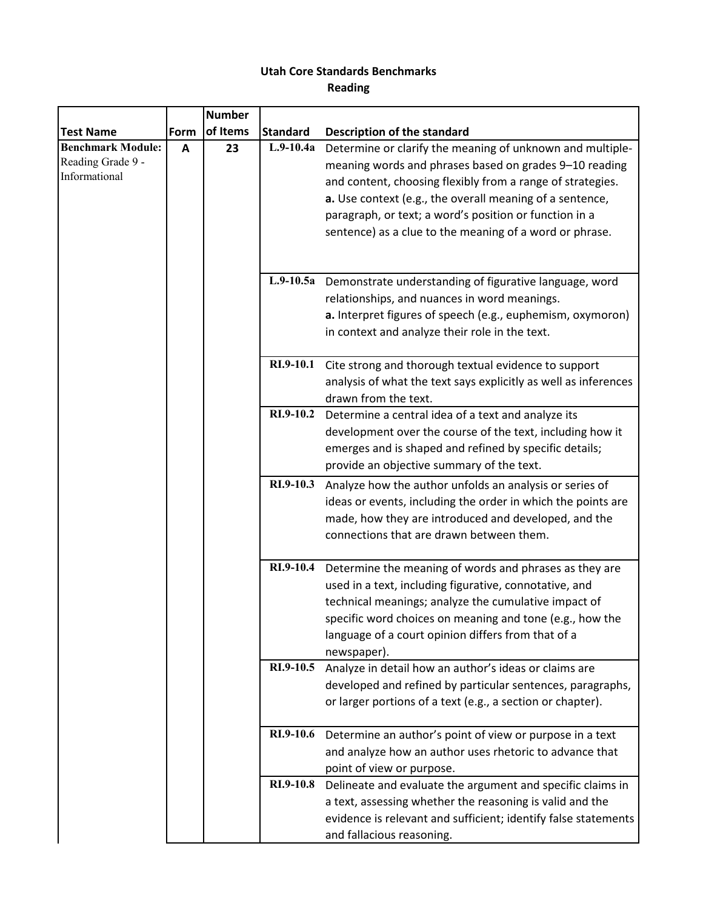**Utah Core Standards Benchmarks**
**Reading**

| Test Name | Form | Number of Items | Standard | Description of the standard |
|---|---|---|---|---|
| **Benchmark Module:** Reading Grade 9 - Informational | **A** | **23** | **L.9-10.4a** | Determine or clarify the meaning of unknown and multiple-meaning words and phrases based on grades 9–10 reading and content, choosing flexibly from a range of strategies. **a.** Use context (e.g., the overall meaning of a sentence, paragraph, or text; a word's position or function in a sentence) as a clue to the meaning of a word or phrase. |
| | | | **L.9-10.5a** | Demonstrate understanding of figurative language, word relationships, and nuances in word meanings. **a.** Interpret figures of speech (e.g., euphemism, oxymoron) in context and analyze their role in the text. |
| | | | **RI.9-10.1** | Cite strong and thorough textual evidence to support analysis of what the text says explicitly as well as inferences drawn from the text. |
| | | | **RI.9-10.2** | Determine a central idea of a text and analyze its development over the course of the text, including how it emerges and is shaped and refined by specific details; provide an objective summary of the text. |
| | | | **RI.9-10.3** | Analyze how the author unfolds an analysis or series of ideas or events, including the order in which the points are made, how they are introduced and developed, and the connections that are drawn between them. |
| | | | **RI.9-10.4** | Determine the meaning of words and phrases as they are used in a text, including figurative, connotative, and technical meanings; analyze the cumulative impact of specific word choices on meaning and tone (e.g., how the language of a court opinion differs from that of a newspaper). |
| | | | **RI.9-10.5** | Analyze in detail how an author's ideas or claims are developed and refined by particular sentences, paragraphs, or larger portions of a text (e.g., a section or chapter). |
| | | | **RI.9-10.6** | Determine an author's point of view or purpose in a text and analyze how an author uses rhetoric to advance that point of view or purpose. |
| | | | **RI.9-10.8** | Delineate and evaluate the argument and specific claims in a text, assessing whether the reasoning is valid and the evidence is relevant and sufficient; identify false statements and fallacious reasoning. |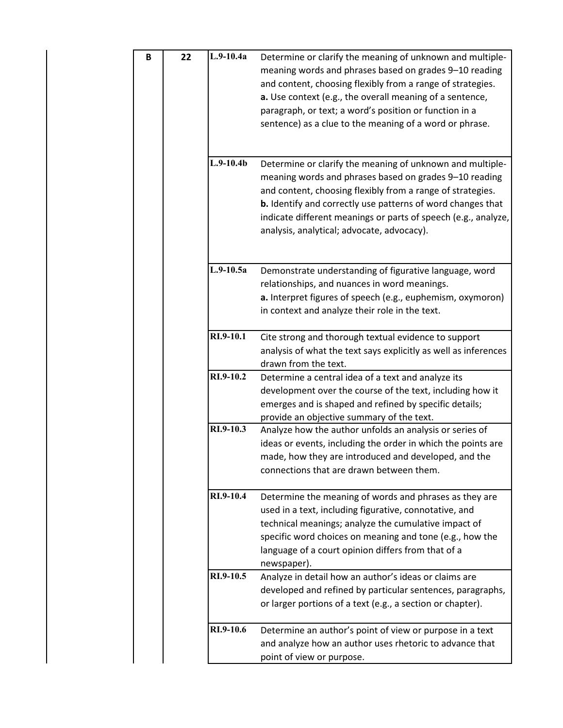| | | | |
|---|---|---|---|
| B | 22 | L.9-10.4a | Determine or clarify the meaning of unknown and multiple-meaning words and phrases based on grades 9–10 reading and content, choosing flexibly from a range of strategies. **a.** Use context (e.g., the overall meaning of a sentence, paragraph, or text; a word's position or function in a sentence) as a clue to the meaning of a word or phrase. |
| | | L.9-10.4b | Determine or clarify the meaning of unknown and multiple-meaning words and phrases based on grades 9–10 reading and content, choosing flexibly from a range of strategies. **b.** Identify and correctly use patterns of word changes that indicate different meanings or parts of speech (e.g., analyze, analysis, analytical; advocate, advocacy). |
| | | L.9-10.5a | Demonstrate understanding of figurative language, word relationships, and nuances in word meanings. **a.** Interpret figures of speech (e.g., euphemism, oxymoron) in context and analyze their role in the text. |
| | | RI.9-10.1 | Cite strong and thorough textual evidence to support analysis of what the text says explicitly as well as inferences drawn from the text. |
| | | RI.9-10.2 | Determine a central idea of a text and analyze its development over the course of the text, including how it emerges and is shaped and refined by specific details; provide an objective summary of the text. |
| | | RI.9-10.3 | Analyze how the author unfolds an analysis or series of ideas or events, including the order in which the points are made, how they are introduced and developed, and the connections that are drawn between them. |
| | | RI.9-10.4 | Determine the meaning of words and phrases as they are used in a text, including figurative, connotative, and technical meanings; analyze the cumulative impact of specific word choices on meaning and tone (e.g., how the language of a court opinion differs from that of a newspaper). |
| | | RI.9-10.5 | Analyze in detail how an author's ideas or claims are developed and refined by particular sentences, paragraphs, or larger portions of a text (e.g., a section or chapter). |
| | | RI.9-10.6 | Determine an author's point of view or purpose in a text and analyze how an author uses rhetoric to advance that point of view or purpose. |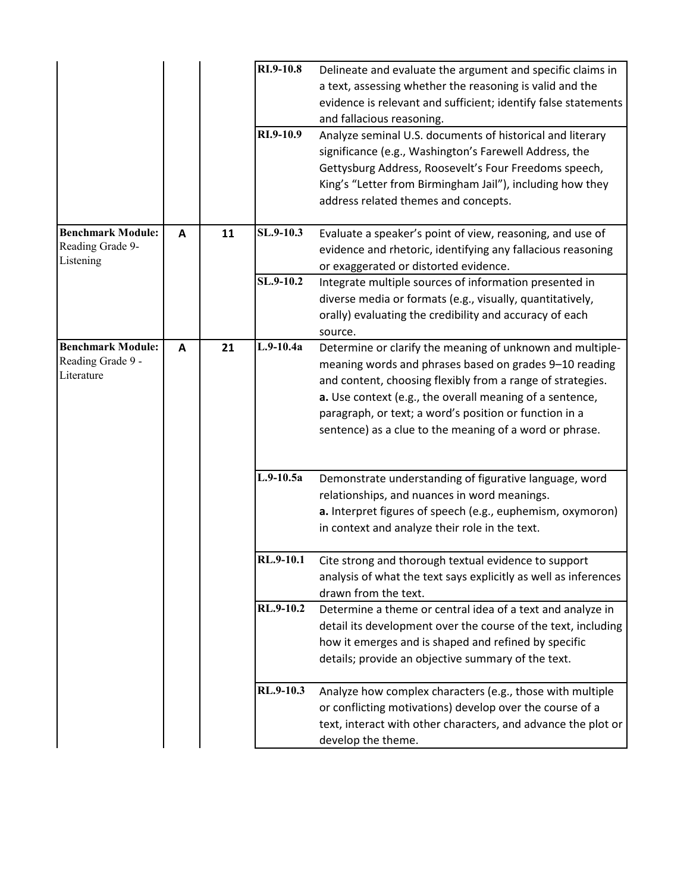| | | | | |
|---|---|---|---|---|
| | | | RI.9-10.8 | Delineate and evaluate the argument and specific claims in a text, assessing whether the reasoning is valid and the evidence is relevant and sufficient; identify false statements and fallacious reasoning. |
| | | | RI.9-10.9 | Analyze seminal U.S. documents of historical and literary significance (e.g., Washington's Farewell Address, the Gettysburg Address, Roosevelt's Four Freedoms speech, King's "Letter from Birmingham Jail"), including how they address related themes and concepts. |
| **Benchmark Module:** Reading Grade 9-Listening | A | 11 | SL.9-10.3 | Evaluate a speaker's point of view, reasoning, and use of evidence and rhetoric, identifying any fallacious reasoning or exaggerated or distorted evidence. |
| | | | SL.9-10.2 | Integrate multiple sources of information presented in diverse media or formats (e.g., visually, quantitatively, orally) evaluating the credibility and accuracy of each source. |
| **Benchmark Module:** Reading Grade 9 - Literature | A | 21 | L.9-10.4a | Determine or clarify the meaning of unknown and multiple-meaning words and phrases based on grades 9–10 reading and content, choosing flexibly from a range of strategies. **a.** Use context (e.g., the overall meaning of a sentence, paragraph, or text; a word's position or function in a sentence) as a clue to the meaning of a word or phrase. |
| | | | L.9-10.5a | Demonstrate understanding of figurative language, word relationships, and nuances in word meanings. **a.** Interpret figures of speech (e.g., euphemism, oxymoron) in context and analyze their role in the text. |
| | | | RL.9-10.1 | Cite strong and thorough textual evidence to support analysis of what the text says explicitly as well as inferences drawn from the text. |
| | | | RL.9-10.2 | Determine a theme or central idea of a text and analyze in detail its development over the course of the text, including how it emerges and is shaped and refined by specific details; provide an objective summary of the text. |
| | | | RL.9-10.3 | Analyze how complex characters (e.g., those with multiple or conflicting motivations) develop over the course of a text, interact with other characters, and advance the plot or develop the theme. |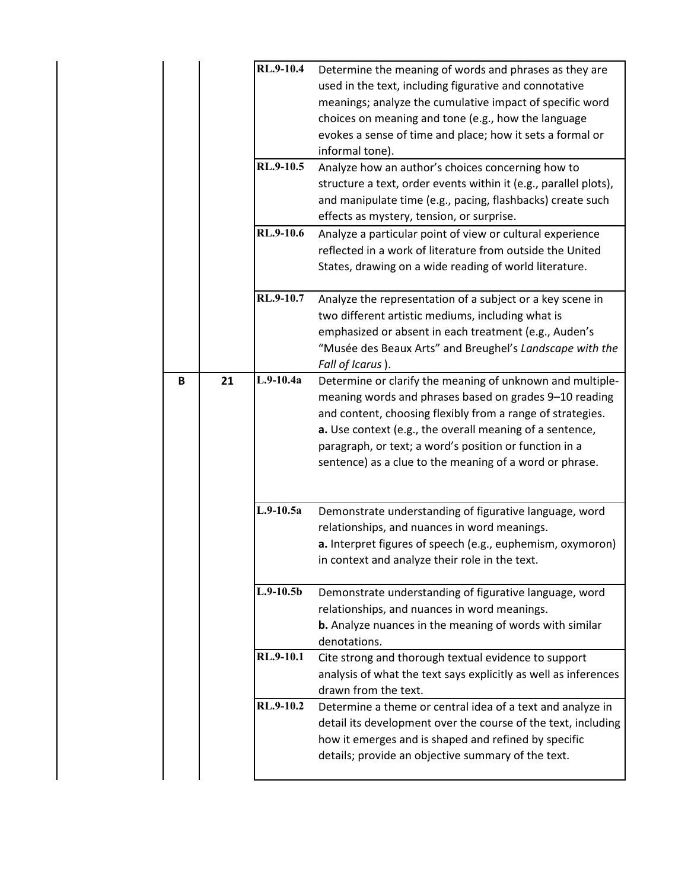| | | | |
|---|---|---|---|
| | | RL.9-10.4 | Determine the meaning of words and phrases as they are used in the text, including figurative and connotative meanings; analyze the cumulative impact of specific word choices on meaning and tone (e.g., how the language evokes a sense of time and place; how it sets a formal or informal tone). |
| | | RL.9-10.5 | Analyze how an author's choices concerning how to structure a text, order events within it (e.g., parallel plots), and manipulate time (e.g., pacing, flashbacks) create such effects as mystery, tension, or surprise. |
| | | RL.9-10.6 | Analyze a particular point of view or cultural experience reflected in a work of literature from outside the United States, drawing on a wide reading of world literature. |
| | | RL.9-10.7 | Analyze the representation of a subject or a key scene in two different artistic mediums, including what is emphasized or absent in each treatment (e.g., Auden's "Musée des Beaux Arts" and Breughel's *Landscape with the Fall of Icarus* ). |
| **B** | **21** | L.9-10.4a | Determine or clarify the meaning of unknown and multiple-meaning words and phrases based on grades 9–10 reading and content, choosing flexibly from a range of strategies. **a.** Use context (e.g., the overall meaning of a sentence, paragraph, or text; a word's position or function in a sentence) as a clue to the meaning of a word or phrase. |
| | | L.9-10.5a | Demonstrate understanding of figurative language, word relationships, and nuances in word meanings. **a.** Interpret figures of speech (e.g., euphemism, oxymoron) in context and analyze their role in the text. |
| | | L.9-10.5b | Demonstrate understanding of figurative language, word relationships, and nuances in word meanings. **b.** Analyze nuances in the meaning of words with similar denotations. |
| | | RL.9-10.1 | Cite strong and thorough textual evidence to support analysis of what the text says explicitly as well as inferences drawn from the text. |
| | | RL.9-10.2 | Determine a theme or central idea of a text and analyze in detail its development over the course of the text, including how it emerges and is shaped and refined by specific details; provide an objective summary of the text. |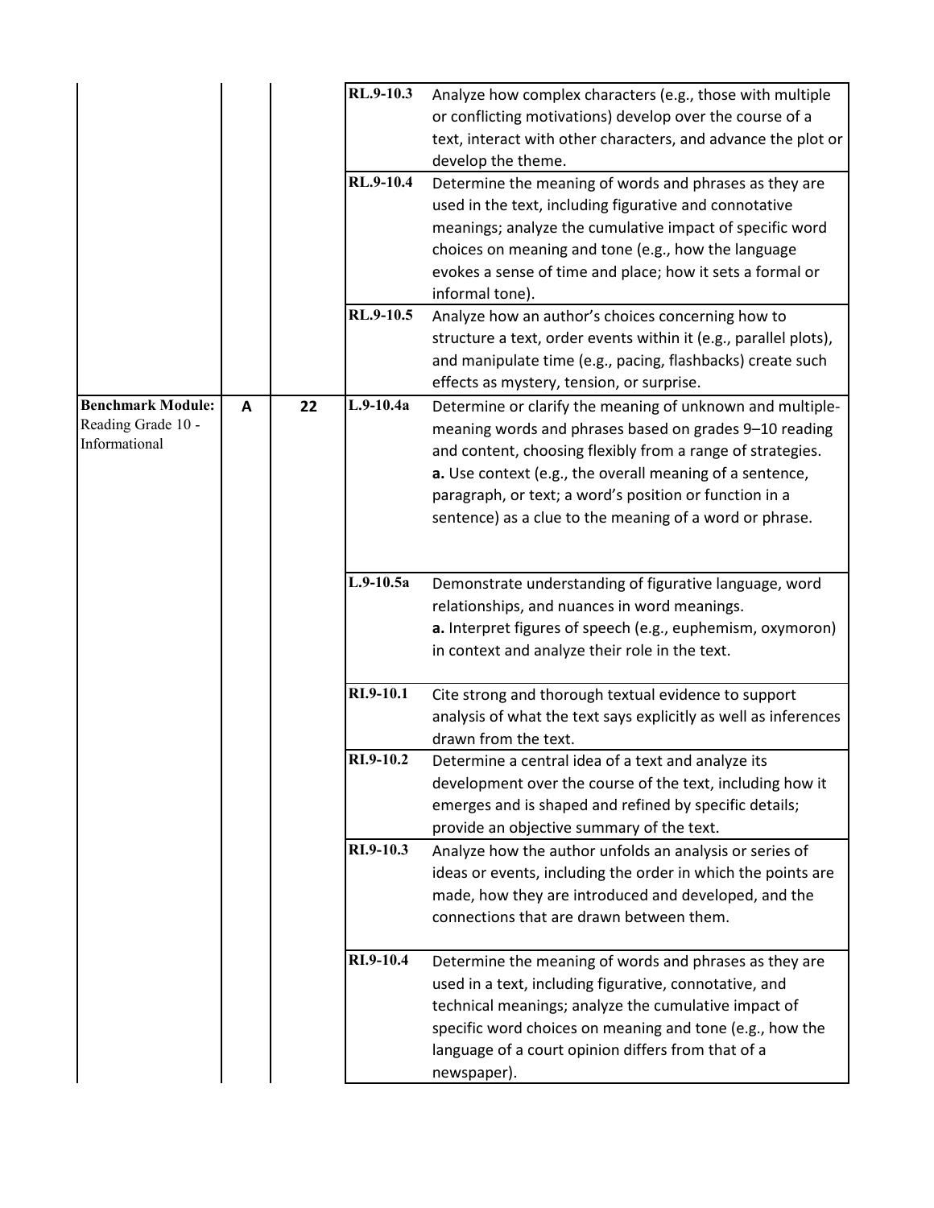| | | | | |
|---|---|---|---|---|
| | | | RL.9-10.3 | Analyze how complex characters (e.g., those with multiple or conflicting motivations) develop over the course of a text, interact with other characters, and advance the plot or develop the theme. |
| | | | RL.9-10.4 | Determine the meaning of words and phrases as they are used in the text, including figurative and connotative meanings; analyze the cumulative impact of specific word choices on meaning and tone (e.g., how the language evokes a sense of time and place; how it sets a formal or informal tone). |
| | | | RL.9-10.5 | Analyze how an author's choices concerning how to structure a text, order events within it (e.g., parallel plots), and manipulate time (e.g., pacing, flashbacks) create such effects as mystery, tension, or surprise. |
| **Benchmark Module:** Reading Grade 10 - Informational | A | 22 | L.9-10.4a | Determine or clarify the meaning of unknown and multiple-meaning words and phrases based on grades 9–10 reading and content, choosing flexibly from a range of strategies. **a.** Use context (e.g., the overall meaning of a sentence, paragraph, or text; a word's position or function in a sentence) as a clue to the meaning of a word or phrase. |
| | | | L.9-10.5a | Demonstrate understanding of figurative language, word relationships, and nuances in word meanings. **a.** Interpret figures of speech (e.g., euphemism, oxymoron) in context and analyze their role in the text. |
| | | | RI.9-10.1 | Cite strong and thorough textual evidence to support analysis of what the text says explicitly as well as inferences drawn from the text. |
| | | | RI.9-10.2 | Determine a central idea of a text and analyze its development over the course of the text, including how it emerges and is shaped and refined by specific details; provide an objective summary of the text. |
| | | | RI.9-10.3 | Analyze how the author unfolds an analysis or series of ideas or events, including the order in which the points are made, how they are introduced and developed, and the connections that are drawn between them. |
| | | | RI.9-10.4 | Determine the meaning of words and phrases as they are used in a text, including figurative, connotative, and technical meanings; analyze the cumulative impact of specific word choices on meaning and tone (e.g., how the language of a court opinion differs from that of a newspaper). |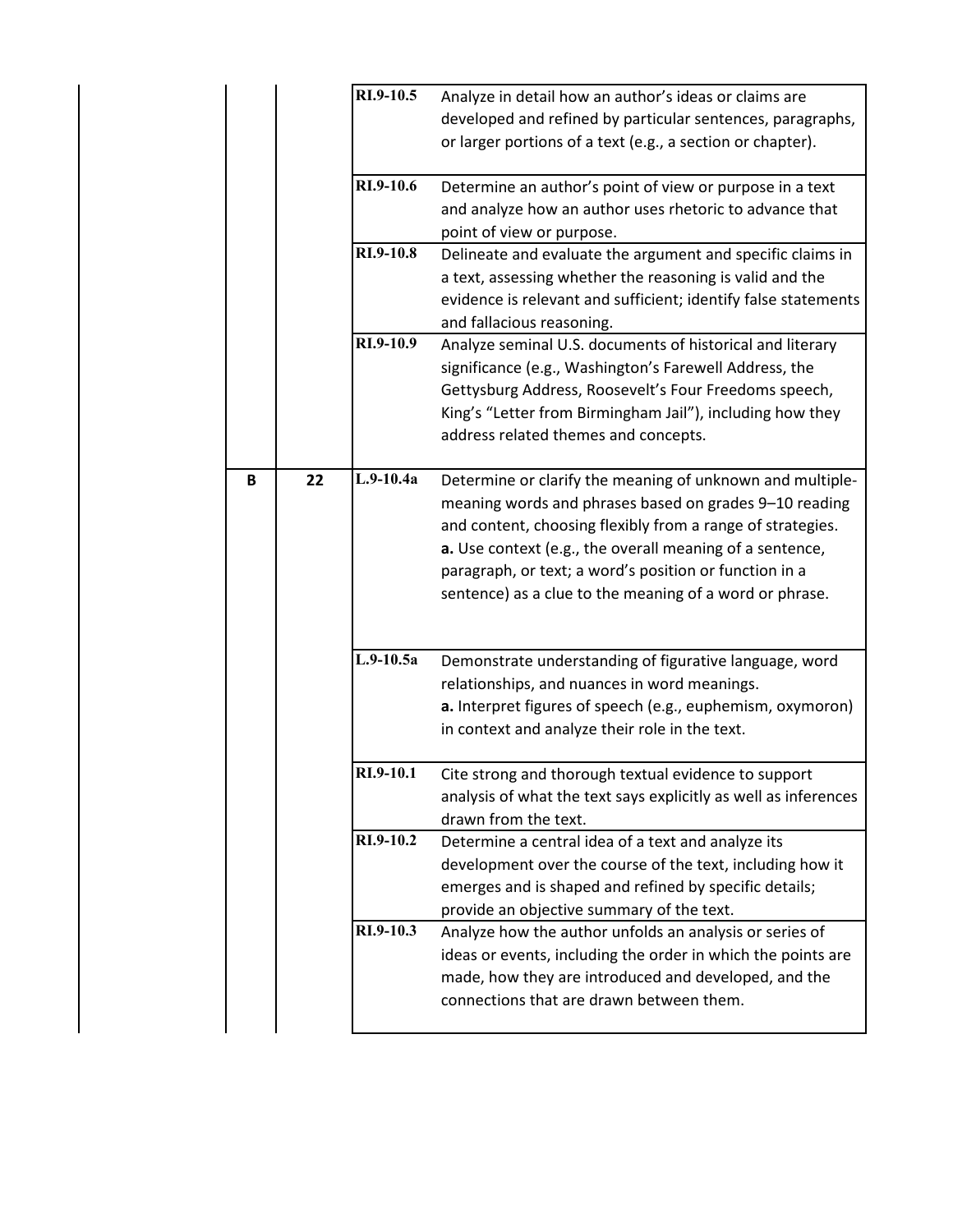| | | | |
|---|---|---|---|
| | | RI.9-10.5 | Analyze in detail how an author's ideas or claims are developed and refined by particular sentences, paragraphs, or larger portions of a text (e.g., a section or chapter). |
| | | RI.9-10.6 | Determine an author's point of view or purpose in a text and analyze how an author uses rhetoric to advance that point of view or purpose. |
| | | RI.9-10.8 | Delineate and evaluate the argument and specific claims in a text, assessing whether the reasoning is valid and the evidence is relevant and sufficient; identify false statements and fallacious reasoning. |
| | | RI.9-10.9 | Analyze seminal U.S. documents of historical and literary significance (e.g., Washington's Farewell Address, the Gettysburg Address, Roosevelt's Four Freedoms speech, King's "Letter from Birmingham Jail"), including how they address related themes and concepts. |
| | **B** | **22** | L.9-10.4a | Determine or clarify the meaning of unknown and multiple-meaning words and phrases based on grades 9–10 reading and content, choosing flexibly from a range of strategies. **a.** Use context (e.g., the overall meaning of a sentence, paragraph, or text; a word's position or function in a sentence) as a clue to the meaning of a word or phrase. |
| | | L.9-10.5a | Demonstrate understanding of figurative language, word relationships, and nuances in word meanings. **a.** Interpret figures of speech (e.g., euphemism, oxymoron) in context and analyze their role in the text. |
| | | RI.9-10.1 | Cite strong and thorough textual evidence to support analysis of what the text says explicitly as well as inferences drawn from the text. |
| | | RI.9-10.2 | Determine a central idea of a text and analyze its development over the course of the text, including how it emerges and is shaped and refined by specific details; provide an objective summary of the text. |
| | | RI.9-10.3 | Analyze how the author unfolds an analysis or series of ideas or events, including the order in which the points are made, how they are introduced and developed, and the connections that are drawn between them. |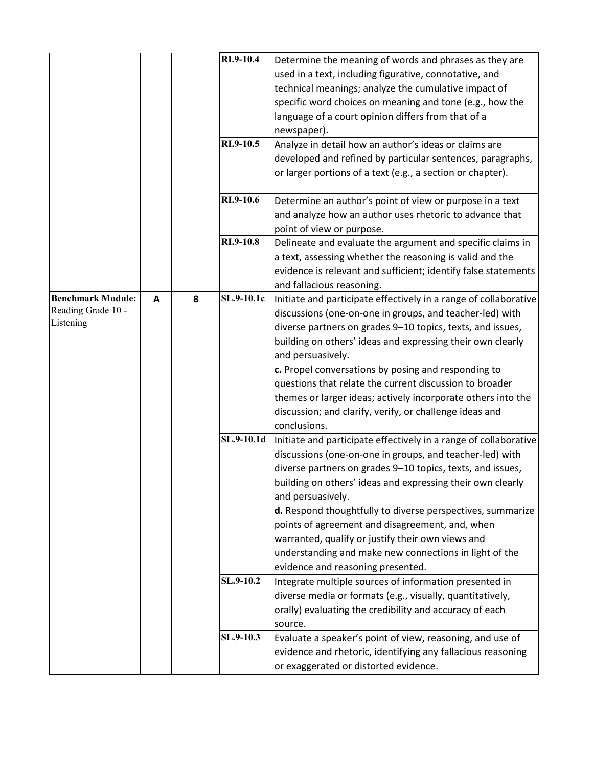| | | | | |
|---|---|---|---|---|
| | | | RI.9-10.4 | Determine the meaning of words and phrases as they are used in a text, including figurative, connotative, and technical meanings; analyze the cumulative impact of specific word choices on meaning and tone (e.g., how the language of a court opinion differs from that of a newspaper). |
| | | | RI.9-10.5 | Analyze in detail how an author's ideas or claims are developed and refined by particular sentences, paragraphs, or larger portions of a text (e.g., a section or chapter). |
| | | | RI.9-10.6 | Determine an author's point of view or purpose in a text and analyze how an author uses rhetoric to advance that point of view or purpose. |
| | | | RI.9-10.8 | Delineate and evaluate the argument and specific claims in a text, assessing whether the reasoning is valid and the evidence is relevant and sufficient; identify false statements and fallacious reasoning. |
| **Benchmark Module:** Reading Grade 10 - Listening | A | 8 | SL.9-10.1c | Initiate and participate effectively in a range of collaborative discussions (one-on-one in groups, and teacher-led) with diverse partners on grades 9–10 topics, texts, and issues, building on others' ideas and expressing their own clearly and persuasively. **c.** Propel conversations by posing and responding to questions that relate the current discussion to broader themes or larger ideas; actively incorporate others into the discussion; and clarify, verify, or challenge ideas and conclusions. |
| | | | SL.9-10.1d | Initiate and participate effectively in a range of collaborative discussions (one-on-one in groups, and teacher-led) with diverse partners on grades 9–10 topics, texts, and issues, building on others' ideas and expressing their own clearly and persuasively. **d.** Respond thoughtfully to diverse perspectives, summarize points of agreement and disagreement, and, when warranted, qualify or justify their own views and understanding and make new connections in light of the evidence and reasoning presented. |
| | | | SL.9-10.2 | Integrate multiple sources of information presented in diverse media or formats (e.g., visually, quantitatively, orally) evaluating the credibility and accuracy of each source. |
| | | | SL.9-10.3 | Evaluate a speaker's point of view, reasoning, and use of evidence and rhetoric, identifying any fallacious reasoning or exaggerated or distorted evidence. |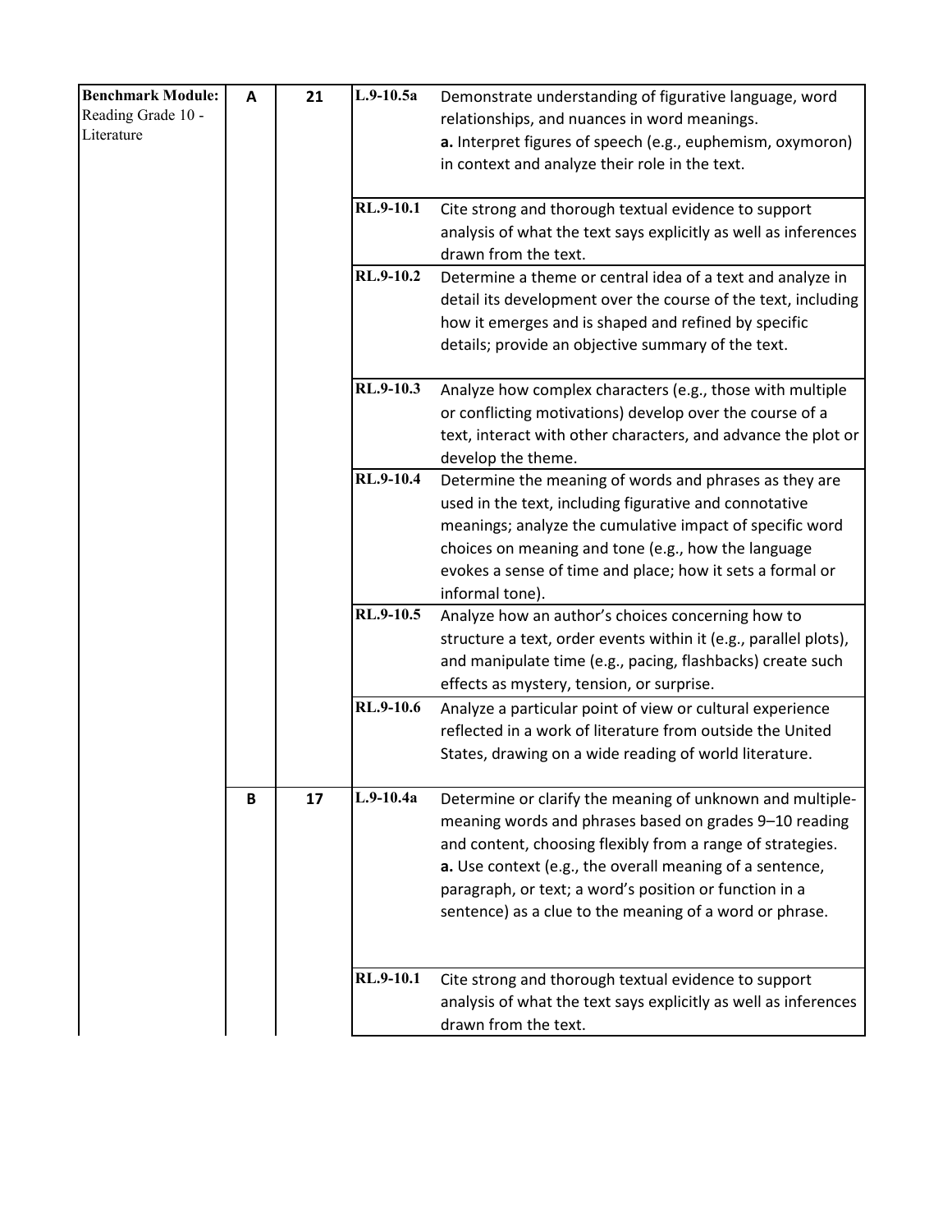| | | | | |
|---|---|---|---|---|
| **Benchmark Module:** Reading Grade 10 - Literature | **A** | **21** | L.9-10.5a | Demonstrate understanding of figurative language, word relationships, and nuances in word meanings. **a.** Interpret figures of speech (e.g., euphemism, oxymoron) in context and analyze their role in the text. |
| | | | RL.9-10.1 | Cite strong and thorough textual evidence to support analysis of what the text says explicitly as well as inferences drawn from the text. |
| | | | RL.9-10.2 | Determine a theme or central idea of a text and analyze in detail its development over the course of the text, including how it emerges and is shaped and refined by specific details; provide an objective summary of the text. |
| | | | RL.9-10.3 | Analyze how complex characters (e.g., those with multiple or conflicting motivations) develop over the course of a text, interact with other characters, and advance the plot or develop the theme. |
| | | | RL.9-10.4 | Determine the meaning of words and phrases as they are used in the text, including figurative and connotative meanings; analyze the cumulative impact of specific word choices on meaning and tone (e.g., how the language evokes a sense of time and place; how it sets a formal or informal tone). |
| | | | RL.9-10.5 | Analyze how an author's choices concerning how to structure a text, order events within it (e.g., parallel plots), and manipulate time (e.g., pacing, flashbacks) create such effects as mystery, tension, or surprise. |
| | | | RL.9-10.6 | Analyze a particular point of view or cultural experience reflected in a work of literature from outside the United States, drawing on a wide reading of world literature. |
| | **B** | **17** | L.9-10.4a | Determine or clarify the meaning of unknown and multiple-meaning words and phrases based on grades 9–10 reading and content, choosing flexibly from a range of strategies. **a.** Use context (e.g., the overall meaning of a sentence, paragraph, or text; a word's position or function in a sentence) as a clue to the meaning of a word or phrase. |
| | | | RL.9-10.1 | Cite strong and thorough textual evidence to support analysis of what the text says explicitly as well as inferences drawn from the text. |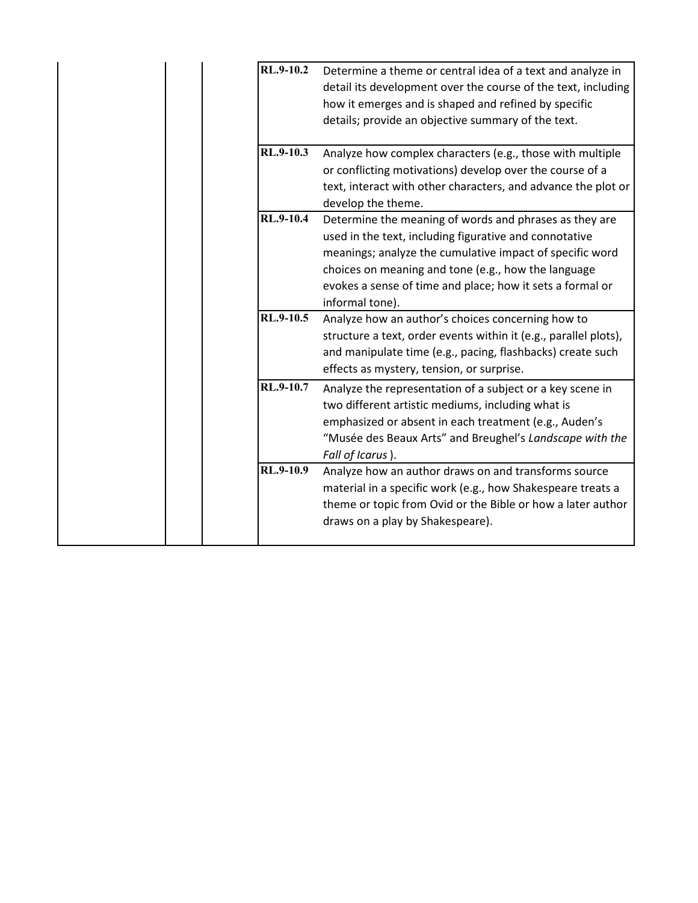| | | | | |
|---|---|---|---|---|
| | | | RL.9-10.2 | Determine a theme or central idea of a text and analyze in detail its development over the course of the text, including how it emerges and is shaped and refined by specific details; provide an objective summary of the text. |
| | | | RL.9-10.3 | Analyze how complex characters (e.g., those with multiple or conflicting motivations) develop over the course of a text, interact with other characters, and advance the plot or develop the theme. |
| | | | RL.9-10.4 | Determine the meaning of words and phrases as they are used in the text, including figurative and connotative meanings; analyze the cumulative impact of specific word choices on meaning and tone (e.g., how the language evokes a sense of time and place; how it sets a formal or informal tone). |
| | | | RL.9-10.5 | Analyze how an author's choices concerning how to structure a text, order events within it (e.g., parallel plots), and manipulate time (e.g., pacing, flashbacks) create such effects as mystery, tension, or surprise. |
| | | | RL.9-10.7 | Analyze the representation of a subject or a key scene in two different artistic mediums, including what is emphasized or absent in each treatment (e.g., Auden's "Musée des Beaux Arts" and Breughel's *Landscape with the Fall of Icarus* ). |
| | | | RL.9-10.9 | Analyze how an author draws on and transforms source material in a specific work (e.g., how Shakespeare treats a theme or topic from Ovid or the Bible or how a later author draws on a play by Shakespeare). |